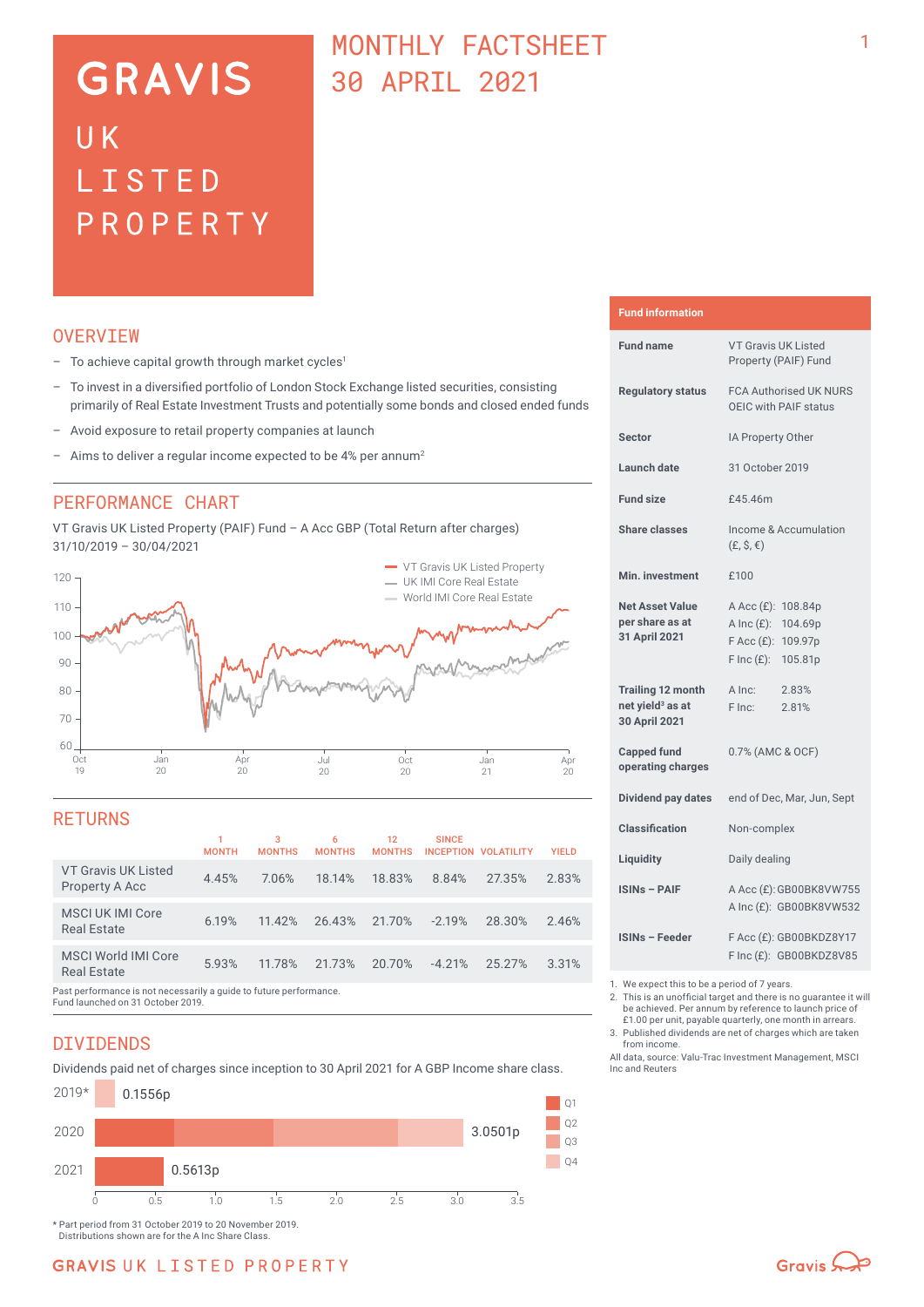# GRAVIS UK LISTED PROPERTY

# MONTHLY FACTSHEET 30 APRIL 2021

## OVERVIEW

- To achieve capital growth through market cycles[1]
- To invest in a diversified portfolio of London Stock Exchange listed securities, consisting primarily of Real Estate Investment Trusts and potentially some bonds and closed ended funds
- Avoid exposure to retail property companies at launch
- Aims to deliver a regular income expected to be 4% per annum[2]

## PERFORMANCE CHART

VT Gravis UK Listed Property (PAIF) Fund – A Acc GBP (Total Return after charges) 31/10/2019 – 30/04/2021

VT Gravis UK Listed Property
UK IMI Core Real Estate
World IMI Core Real Estate

120
110
100
90
80
70
60

Oct 19, Jan 20, Apr 20, Jul 20, Oct 20, Jan 21, Apr 20

## RETURNS

| | 1 MONTH | 3 MONTHS | 6 MONTHS | 12 MONTHS | SINCE INCEPTION | VOLATILITY | YIELD |
|---|---|---|---|---|---|---|---|
| VT Gravis UK Listed Property A Acc | 4.45% | 7.06% | 18.14% | 18.83% | 8.84% | 27.35% | 2.83% |
| MSCI UK IMI Core Real Estate | 6.19% | 11.42% | 26.43% | 21.70% | -2.19% | 28.30% | 2.46% |
| MSCI World IMI Core Real Estate | 5.93% | 11.78% | 21.73% | 20.70% | -4.21% | 25.27% | 3.31% |

Past performance is not necessarily a guide to future performance.
Fund launched on 31 October 2019.

## DIVIDENDS

Dividends paid net of charges since inception to 30 April 2021 for A GBP Income share class.

2019* 0.1556p
2020 3.0501p
2021 0.5613p

Q1
Q2
Q3
Q4

0, 0.5, 1.0, 1.5, 2.0, 2.5, 3.0, 3.5

\* Part period from 31 October 2019 to 20 November 2019.
Distributions shown are for the A Inc Share Class.

## Fund information

| | |
|---|---|
| Fund name | VT Gravis UK Listed Property (PAIF) Fund |
| Regulatory status | FCA Authorised UK NURS OEIC with PAIF status |
| Sector | IA Property Other |
| Launch date | 31 October 2019 |
| Fund size | £45.46m |
| Share classes | Income & Accumulation (£, $, €) |
| Min. investment | £100 |
| Net Asset Value per share as at 31 April 2021 | A Acc (£): 108.84p<br>A Inc (£): 104.69p<br>F Acc (£): 109.97p<br>F Inc (£): 105.81p |
| Trailing 12 month net yield[3] as at 30 April 2021 | A Inc: 2.83%<br>F Inc: 2.81% |
| Capped fund operating charges | 0.7% (AMC & OCF) |
| Dividend pay dates | end of Dec, Mar, Jun, Sept |
| Classification | Non-complex |
| Liquidity | Daily dealing |
| ISINs – PAIF | A Acc (£): GB00BK8VW755<br>A Inc (£): GB00BK8VW532 |
| ISINs – Feeder | F Acc (£): GB00BKDZ8Y17<br>F Inc (£): GB00BKDZ8V85 |

1. We expect this to be a period of 7 years.
2. This is an unofficial target and there is no guarantee it will be achieved. Per annum by reference to launch price of £1.00 per unit, payable quarterly, one month in arrears.
3. Published dividends are net of charges which are taken from income.

All data, source: Valu-Trac Investment Management, MSCI Inc and Reuters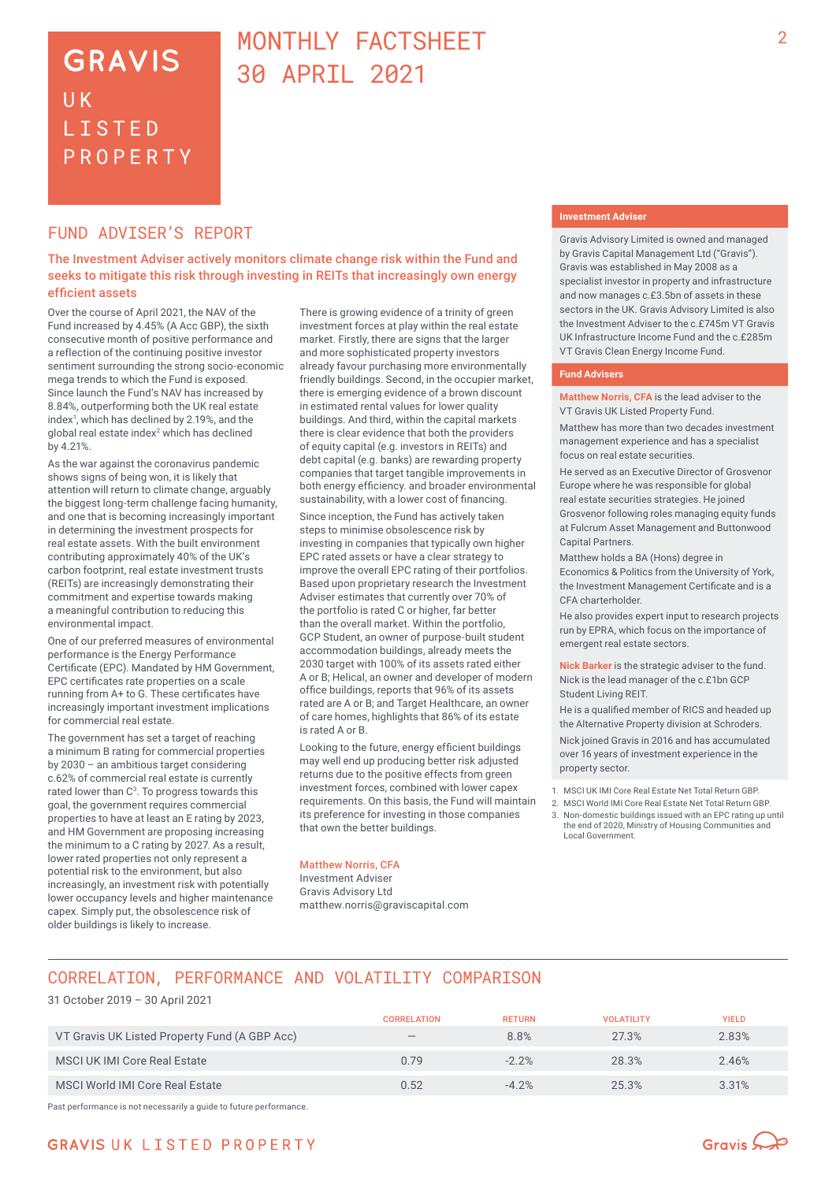# GRAVIS UK LISTED PROPERTY

# MONTHLY FACTSHEET 30 APRIL 2021

## FUND ADVISER'S REPORT

**The Investment Adviser actively monitors climate change risk within the Fund and seeks to mitigate this risk through investing in REITs that increasingly own energy efficient assets**

Over the course of April 2021, the NAV of the Fund increased by 4.45% (A Acc GBP), the sixth consecutive month of positive performance and a reflection of the continuing positive investor sentiment surrounding the strong socio-economic mega trends to which the Fund is exposed. Since launch the Fund's NAV has increased by 8.84%, outperforming both the UK real estate index[1], which has declined by 2.19%, and the global real estate index[2] which has declined by 4.21%.

As the war against the coronavirus pandemic shows signs of being won, it is likely that attention will return to climate change, arguably the biggest long-term challenge facing humanity, and one that is becoming increasingly important in determining the investment prospects for real estate assets. With the built environment contributing approximately 40% of the UK's carbon footprint, real estate investment trusts (REITs) are increasingly demonstrating their commitment and expertise towards making a meaningful contribution to reducing this environmental impact.

One of our preferred measures of environmental performance is the Energy Performance Certificate (EPC). Mandated by HM Government, EPC certificates rate properties on a scale running from A+ to G. These certificates have increasingly important investment implications for commercial real estate.

The government has set a target of reaching a minimum B rating for commercial properties by 2030 – an ambitious target considering c.62% of commercial real estate is currently rated lower than C[3]. To progress towards this goal, the government requires commercial properties to have at least an E rating by 2023, and HM Government are proposing increasing the minimum to a C rating by 2027. As a result, lower rated properties not only represent a potential risk to the environment, but also increasingly, an investment risk with potentially lower occupancy levels and higher maintenance capex. Simply put, the obsolescence risk of older buildings is likely to increase.

There is growing evidence of a trinity of green investment forces at play within the real estate market. Firstly, there are signs that the larger and more sophisticated property investors already favour purchasing more environmentally friendly buildings. Second, in the occupier market, there is emerging evidence of a brown discount in estimated rental values for lower quality buildings. And third, within the capital markets there is clear evidence that both the providers of equity capital (e.g. investors in REITs) and debt capital (e.g. banks) are rewarding property companies that target tangible improvements in both energy efficiency. and broader environmental sustainability, with a lower cost of financing.

Since inception, the Fund has actively taken steps to minimise obsolescence risk by investing in companies that typically own higher EPC rated assets or have a clear strategy to improve the overall EPC rating of their portfolios. Based upon proprietary research the Investment Adviser estimates that currently over 70% of the portfolio is rated C or higher, far better than the overall market. Within the portfolio, GCP Student, an owner of purpose-built student accommodation buildings, already meets the 2030 target with 100% of its assets rated either A or B; Helical, an owner and developer of modern office buildings, reports that 96% of its assets rated are A or B; and Target Healthcare, an owner of care homes, highlights that 86% of its estate is rated A or B.

Looking to the future, energy efficient buildings may well end up producing better risk adjusted returns due to the positive effects from green investment forces, combined with lower capex requirements. On this basis, the Fund will maintain its preference for investing in those companies that own the better buildings.

**Matthew Norris, CFA**
Investment Adviser
Gravis Advisory Ltd
matthew.norris@graviscapital.com

### Investment Adviser

Gravis Advisory Limited is owned and managed by Gravis Capital Management Ltd ("Gravis"). Gravis was established in May 2008 as a specialist investor in property and infrastructure and now manages c.£3.5bn of assets in these sectors in the UK. Gravis Advisory Limited is also the Investment Adviser to the c.£745m VT Gravis UK Infrastructure Income Fund and the c.£285m VT Gravis Clean Energy Income Fund.

### Fund Advisers

**Matthew Norris, CFA** is the lead adviser to the VT Gravis UK Listed Property Fund.

Matthew has more than two decades investment management experience and has a specialist focus on real estate securities.

He served as an Executive Director of Grosvenor Europe where he was responsible for global real estate securities strategies. He joined Grosvenor following roles managing equity funds at Fulcrum Asset Management and Buttonwood Capital Partners.

Matthew holds a BA (Hons) degree in Economics & Politics from the University of York, the Investment Management Certificate and is a CFA charterholder.

He also provides expert input to research projects run by EPRA, which focus on the importance of emergent real estate sectors.

**Nick Barker** is the strategic adviser to the fund. Nick is the lead manager of the c.£1bn GCP Student Living REIT.

He is a qualified member of RICS and headed up the Alternative Property division at Schroders.

Nick joined Gravis in 2016 and has accumulated over 16 years of investment experience in the property sector.

1. MSCI UK IMI Core Real Estate Net Total Return GBP.
2. MSCI World IMI Core Real Estate Net Total Return GBP.
3. Non-domestic buildings issued with an EPC rating up until the end of 2020, Ministry of Housing Communities and Local Government.

## CORRELATION, PERFORMANCE AND VOLATILITY COMPARISON

31 October 2019 – 30 April 2021

| | CORRELATION | RETURN | VOLATILITY | YIELD |
|---|---|---|---|---|
| VT Gravis UK Listed Property Fund (A GBP Acc) | – | 8.8% | 27.3% | 2.83% |
| MSCI UK IMI Core Real Estate | 0.79 | -2.2% | 28.3% | 2.46% |
| MSCI World IMI Core Real Estate | 0.52 | -4.2% | 25.3% | 3.31% |

Past performance is not necessarily a guide to future performance.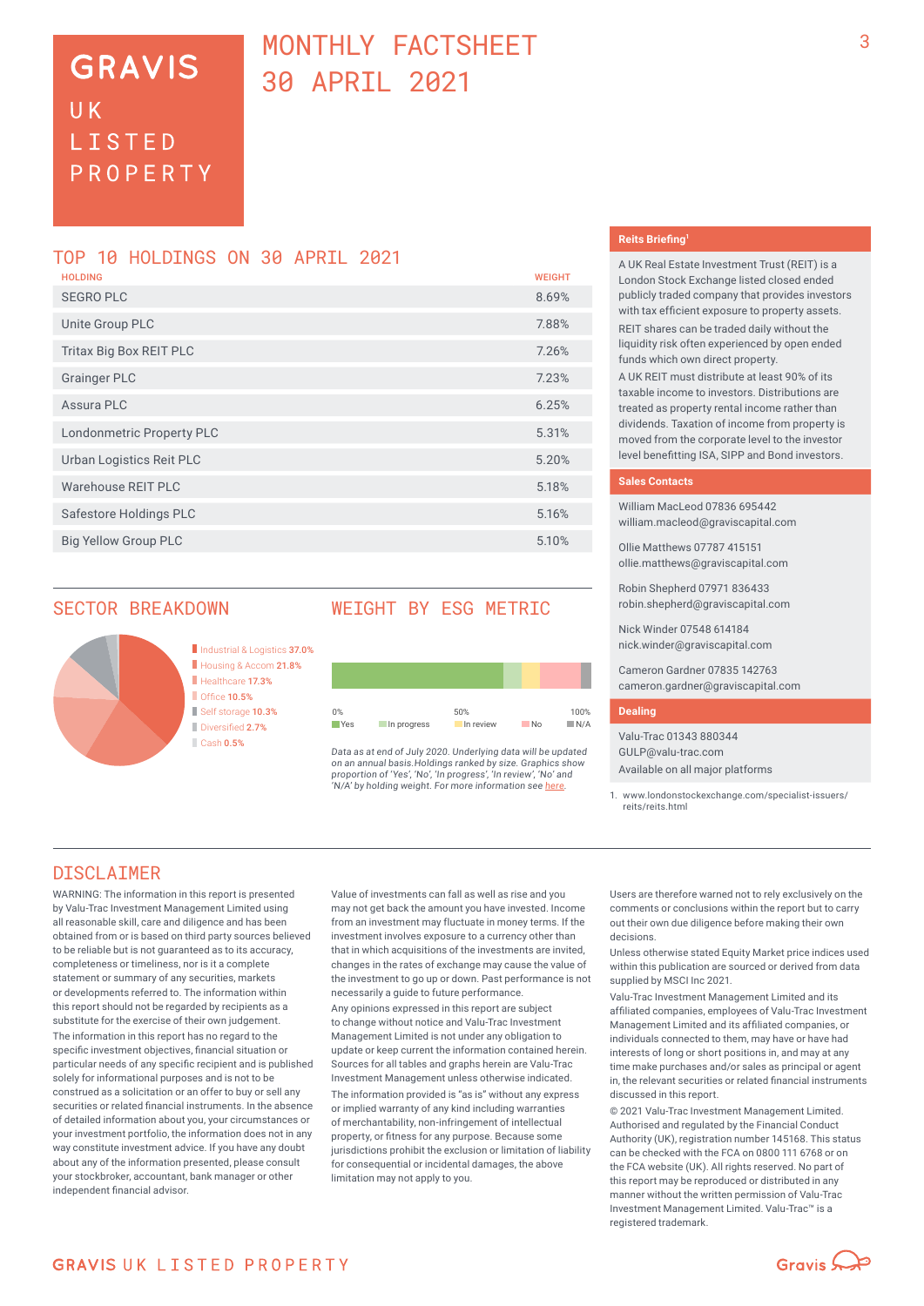# GRAVIS UK LISTED PROPERTY

# MONTHLY FACTSHEET 30 APRIL 2021

## TOP 10 HOLDINGS ON 30 APRIL 2021

| HOLDING | WEIGHT |
|---|---|
| SEGRO PLC | 8.69% |
| Unite Group PLC | 7.88% |
| Tritax Big Box REIT PLC | 7.26% |
| Grainger PLC | 7.23% |
| Assura PLC | 6.25% |
| Londonmetric Property PLC | 5.31% |
| Urban Logistics Reit PLC | 5.20% |
| Warehouse REIT PLC | 5.18% |
| Safestore Holdings PLC | 5.16% |
| Big Yellow Group PLC | 5.10% |

## SECTOR BREAKDOWN

Industrial & Logistics 37.0%
Housing & Accom 21.8%
Healthcare 17.3%
Office 10.5%
Self storage 10.3%
Diversified 2.7%
Cash 0.5%

## WEIGHT BY ESG METRIC

0%
50%
100%
Yes
In progress
In review
No
N/A

*Data as at end of July 2020. Underlying data will be updated on an annual basis.Holdings ranked by size. Graphics show proportion of 'Yes', 'No', 'In progress', 'In review', 'No' and 'N/A' by holding weight. For more information see here.*

### Reits Briefing[1]

A UK Real Estate Investment Trust (REIT) is a London Stock Exchange listed closed ended publicly traded company that provides investors with tax efficient exposure to property assets.

REIT shares can be traded daily without the liquidity risk often experienced by open ended funds which own direct property.

A UK REIT must distribute at least 90% of its taxable income to investors. Distributions are treated as property rental income rather than dividends. Taxation of income from property is moved from the corporate level to the investor level benefitting ISA, SIPP and Bond investors.

### Sales Contacts

William MacLeod 07836 695442
william.macleod@graviscapital.com

Ollie Matthews 07787 415151
ollie.matthews@graviscapital.com

Robin Shepherd 07971 836433
robin.shepherd@graviscapital.com

Nick Winder 07548 614184
nick.winder@graviscapital.com

Cameron Gardner 07835 142763
cameron.gardner@graviscapital.com

### Dealing

Valu-Trac 01343 880344
GULP@valu-trac.com
Available on all major platforms

1. www.londonstockexchange.com/specialist-issuers/reits/reits.html

## DISCLAIMER

WARNING: The information in this report is presented by Valu-Trac Investment Management Limited using all reasonable skill, care and diligence and has been obtained from or is based on third party sources believed to be reliable but is not guaranteed as to its accuracy, completeness or timeliness, nor is it a complete statement or summary of any securities, markets or developments referred to. The information within this report should not be regarded by recipients as a substitute for the exercise of their own judgement.

The information in this report has no regard to the specific investment objectives, financial situation or particular needs of any specific recipient and is published solely for informational purposes and is not to be construed as a solicitation or an offer to buy or sell any securities or related financial instruments. In the absence of detailed information about you, your circumstances or your investment portfolio, the information does not in any way constitute investment advice. If you have any doubt about any of the information presented, please consult your stockbroker, accountant, bank manager or other independent financial advisor.

Value of investments can fall as well as rise and you may not get back the amount you have invested. Income from an investment may fluctuate in money terms. If the investment involves exposure to a currency other than that in which acquisitions of the investments are invited, changes in the rates of exchange may cause the value of the investment to go up or down. Past performance is not necessarily a guide to future performance.

Any opinions expressed in this report are subject to change without notice and Valu-Trac Investment Management Limited is not under any obligation to update or keep current the information contained herein. Sources for all tables and graphs herein are Valu-Trac Investment Management unless otherwise indicated.

The information provided is "as is" without any express or implied warranty of any kind including warranties of merchantability, non-infringement of intellectual property, or fitness for any purpose. Because some jurisdictions prohibit the exclusion or limitation of liability for consequential or incidental damages, the above limitation may not apply to you.

Users are therefore warned not to rely exclusively on the comments or conclusions within the report but to carry out their own due diligence before making their own decisions.

Unless otherwise stated Equity Market price indices used within this publication are sourced or derived from data supplied by MSCI Inc 2021.

Valu-Trac Investment Management Limited and its affiliated companies, employees of Valu-Trac Investment Management Limited and its affiliated companies, or individuals connected to them, may have or have had interests of long or short positions in, and may at any time make purchases and/or sales as principal or agent in, the relevant securities or related financial instruments discussed in this report.

© 2021 Valu-Trac Investment Management Limited. Authorised and regulated by the Financial Conduct Authority (UK), registration number 145168. This status can be checked with the FCA on 0800 111 6768 or on the FCA website (UK). All rights reserved. No part of this report may be reproduced or distributed in any manner without the written permission of Valu-Trac Investment Management Limited. Valu-Trac™ is a registered trademark.